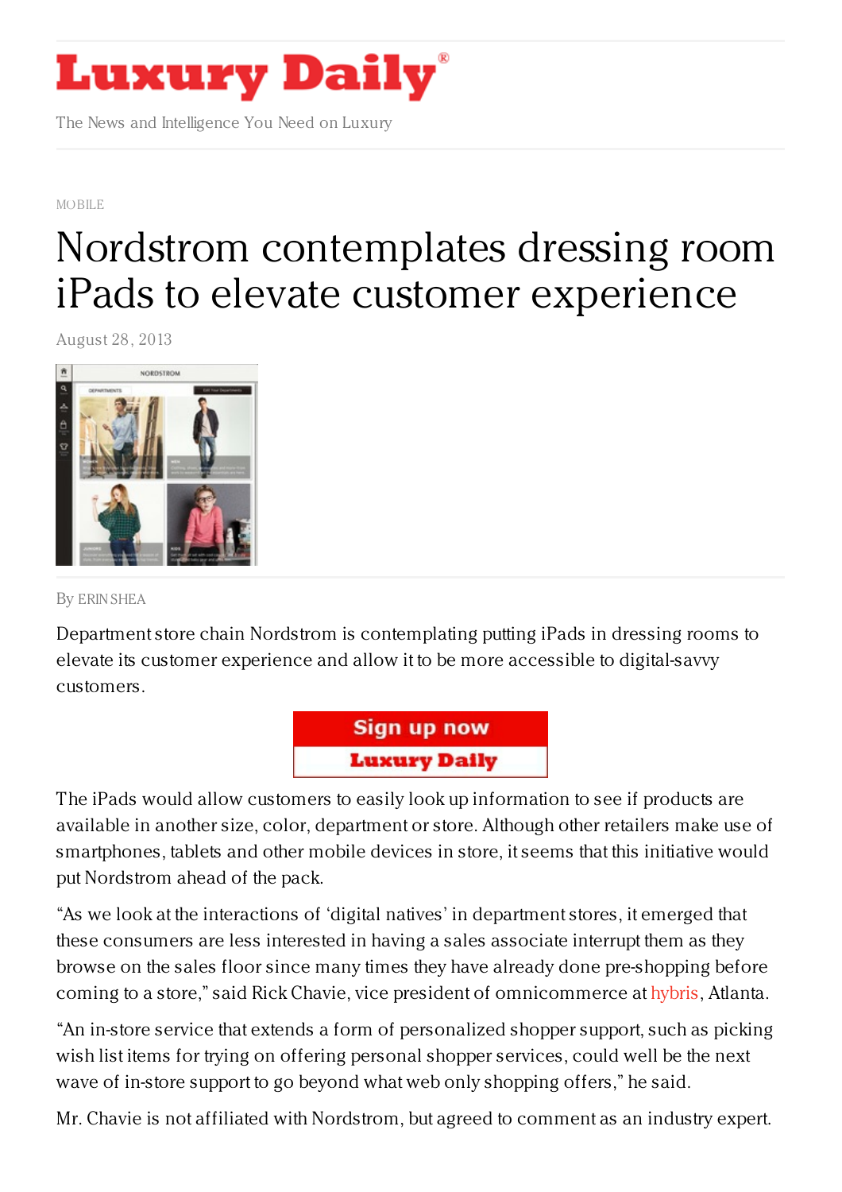# Luxury Daily

The News and Intelligence You Need on Luxury

MOBILE

# Nordstrom contemplates dressing room iPads to elevate customer experience

August 28, 2013

By ERIN SHEA

Department store chain Nordstrom is contemplating putting iPads in dressing rooms to elevate its customer experience and allow it to be more accessible to digital-savvy customers.

The iPads would allow customers to easily look up information to see if products are available in another size, color, department or store. Although other retailers make use of smartphones, tablets and other mobile devices in store, it seems that this initiative would put Nordstrom ahead of the pack.

"As we look at the interactions of 'digital natives' in department stores, it emerged that these consumers are less interested in having a sales associate interrupt them as they browse on the sales floor since many times they have already done pre-shopping before coming to a store," said Rick Chavie, vice president of omnicommerce at hybris, Atlanta.

"An in-store service that extends a form of personalized shopper support, such as picking wish list items for trying on offering personal shopper services, could well be the next wave of in-store support to go beyond what web only shopping offers," he said.

Mr. Chavie is not affiliated with Nordstrom, but agreed to comment as an industry expert.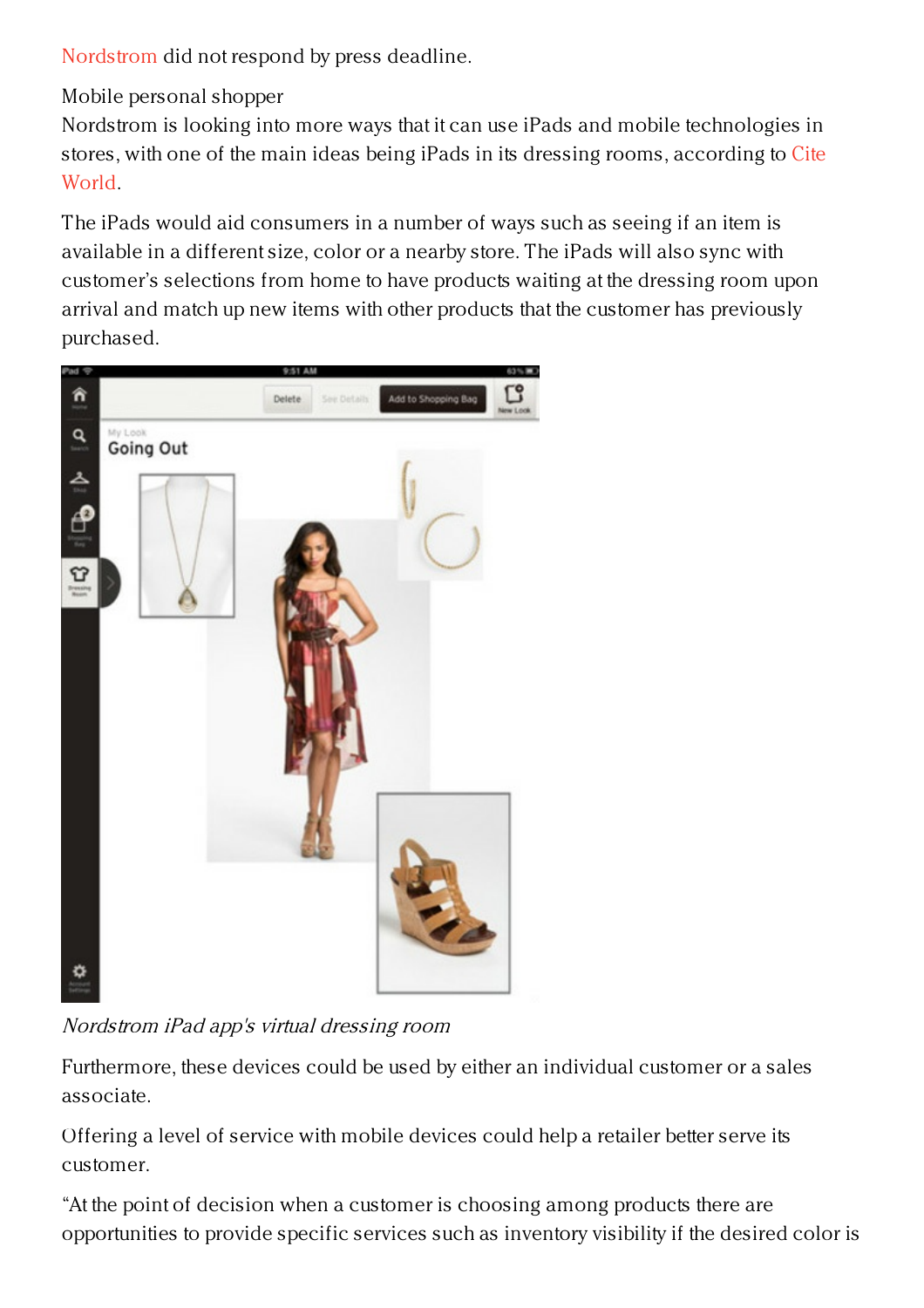Nordstrom did not respond by press deadline.

Mobile personal shopper

Nordstrom is looking into more ways that it can use iPads and mobile technologies in stores, with one of the main ideas being iPads in its dressing rooms, according to Cite World.

The iPads would aid consumers in a number of ways such as seeing if an item is available in a different size, color or a nearby store. The iPads will also sync with customer's selections from home to have products waiting at the dressing room upon arrival and match up new items with other products that the customer has previously purchased.

*Nordstrom iPad app's virtual dressing room*

Furthermore, these devices could be used by either an individual customer or a sales associate.

Offering a level of service with mobile devices could help a retailer better serve its customer.

"At the point of decision when a customer is choosing among products there are opportunities to provide specific services such as inventory visibility if the desired color is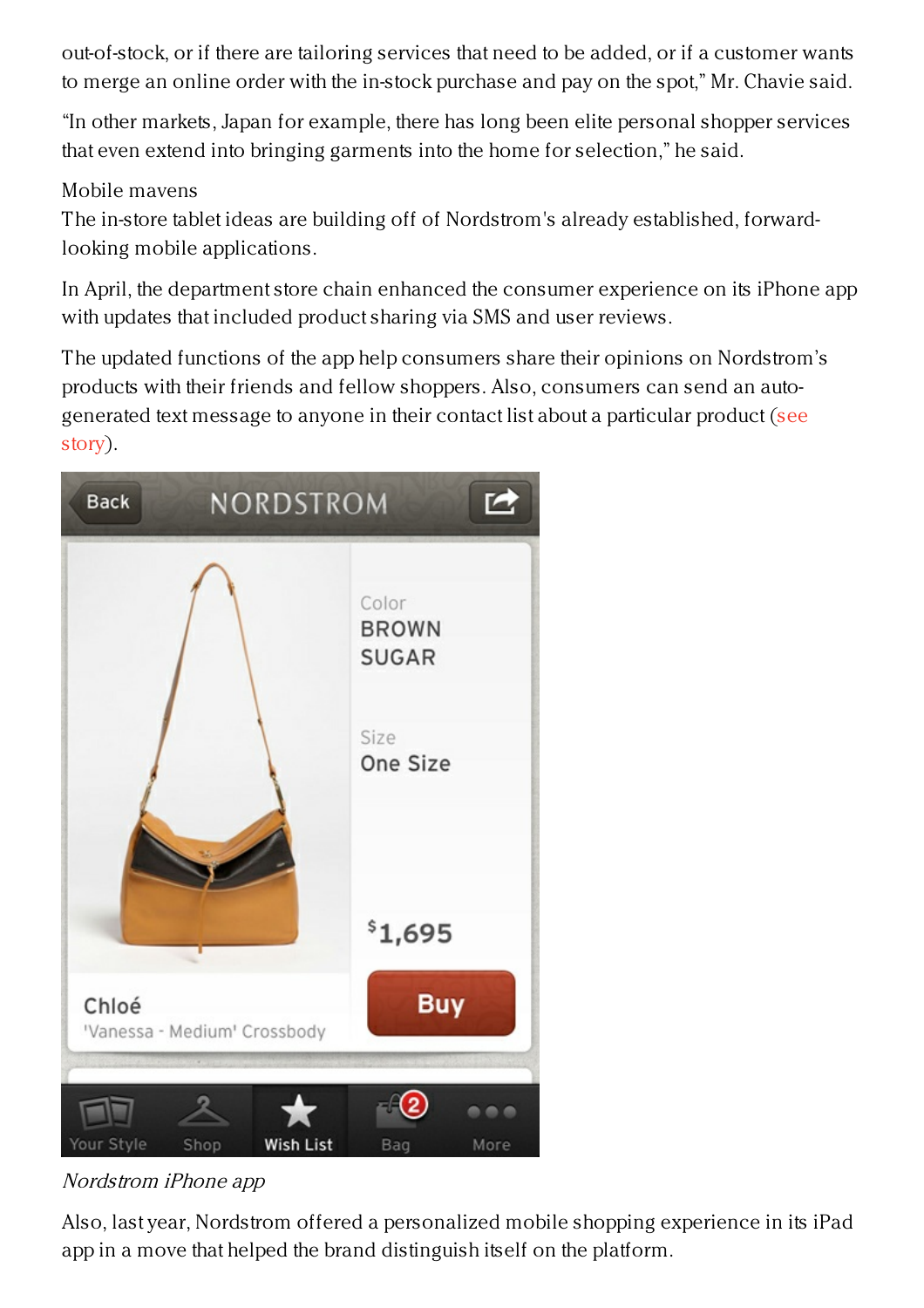out-of-stock, or if there are tailoring services that need to be added, or if a customer wants to merge an online order with the in-stock purchase and pay on the spot," Mr. Chavie said.

"In other markets, Japan for example, there has long been elite personal shopper services that even extend into bringing garments into the home for selection," he said.

## Mobile mavens

The in-store tablet ideas are building off of Nordstrom's already established, forward-looking mobile applications.

In April, the department store chain enhanced the consumer experience on its iPhone app with updates that included product sharing via SMS and user reviews.

The updated functions of the app help consumers share their opinions on Nordstrom's products with their friends and fellow shoppers. Also, consumers can send an auto-generated text message to anyone in their contact list about a particular product (see story).

*Nordstrom iPhone app*

Also, last year, Nordstrom offered a personalized mobile shopping experience in its iPad app in a move that helped the brand distinguish itself on the platform.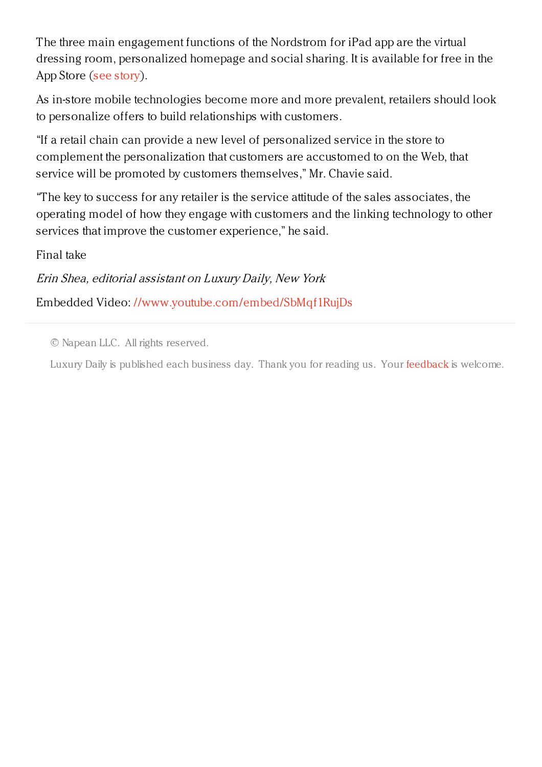The three main engagement functions of the Nordstrom for iPad app are the virtual dressing room, personalized homepage and social sharing. It is available for free in the App Store (see story).

As in-store mobile technologies become more and more prevalent, retailers should look to personalize offers to build relationships with customers.

“If a retail chain can provide a new level of personalized service in the store to complement the personalization that customers are accustomed to on the Web, that service will be promoted by customers themselves,” Mr. Chavie said.

“The key to success for any retailer is the service attitude of the sales associates, the operating model of how they engage with customers and the linking technology to other services that improve the customer experience,” he said.

Final take

*Erin Shea, editorial assistant on Luxury Daily, New York*

Embedded Video: //www.youtube.com/embed/SbMqf1RujDs

© Napean LLC. All rights reserved.

Luxury Daily is published each business day. Thank you for reading us. Your feedback is welcome.